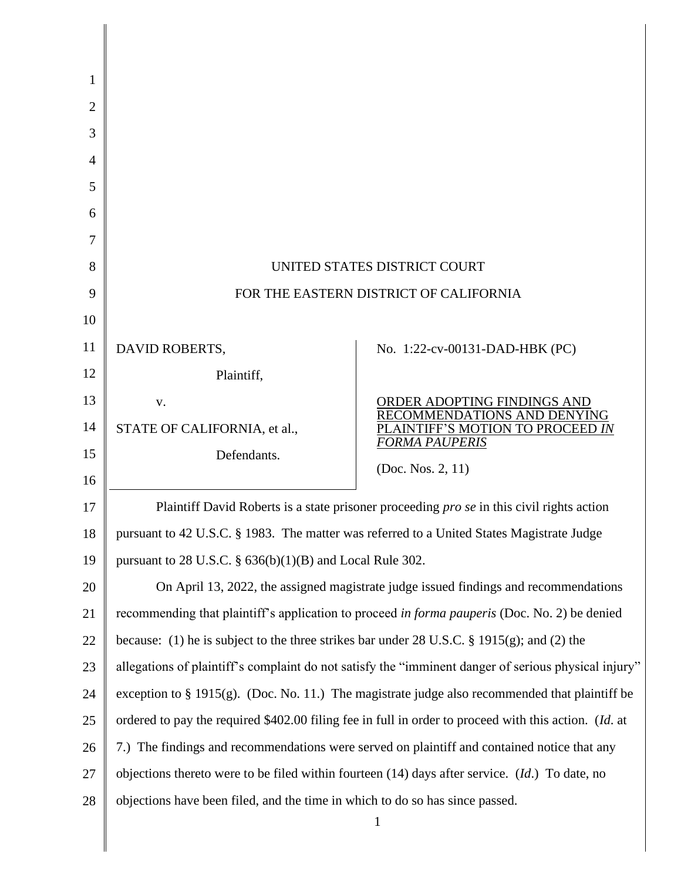UNITED STATES DISTRICT COURT

FOR THE EASTERN DISTRICT OF CALIFORNIA

| | |
|---|---|
| DAVID ROBERTS,<br><br>Plaintiff,<br><br>v.<br><br>STATE OF CALIFORNIA, et al.,<br><br>Defendants. | No. 1:22-cv-00131-DAD-HBK (PC)<br><br><u>ORDER ADOPTING FINDINGS AND RECOMMENDATIONS AND DENYING PLAINTIFF'S MOTION TO PROCEED *IN FORMA PAUPERIS*</u><br><br>(Doc. Nos. 2, 11) |

Plaintiff David Roberts is a state prisoner proceeding *pro se* in this civil rights action pursuant to 42 U.S.C. § 1983. The matter was referred to a United States Magistrate Judge pursuant to 28 U.S.C. § 636(b)(1)(B) and Local Rule 302.

On April 13, 2022, the assigned magistrate judge issued findings and recommendations recommending that plaintiff's application to proceed *in forma pauperis* (Doc. No. 2) be denied because: (1) he is subject to the three strikes bar under 28 U.S.C. § 1915(g); and (2) the allegations of plaintiff's complaint do not satisfy the "imminent danger of serious physical injury" exception to § 1915(g). (Doc. No. 11.) The magistrate judge also recommended that plaintiff be ordered to pay the required $402.00 filing fee in full in order to proceed with this action. (*Id.* at 7.) The findings and recommendations were served on plaintiff and contained notice that any objections thereto were to be filed within fourteen (14) days after service. (*Id.*) To date, no objections have been filed, and the time in which to do so has since passed.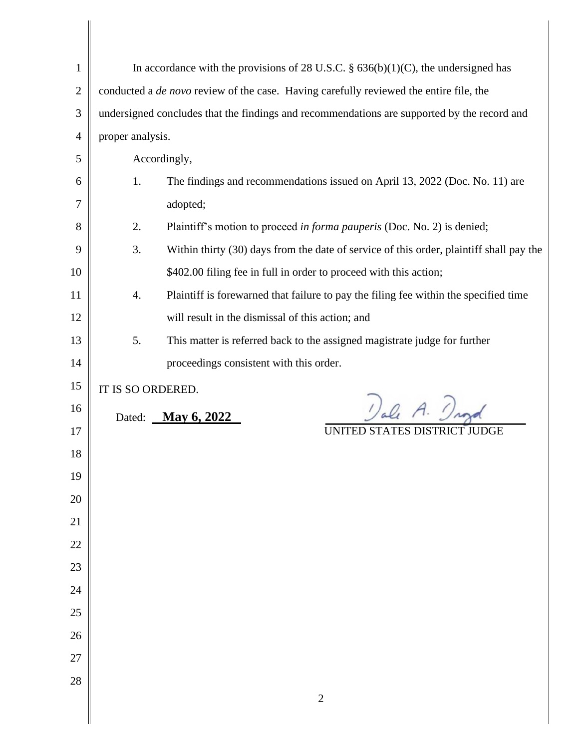In accordance with the provisions of 28 U.S.C. § 636(b)(1)(C), the undersigned has conducted a *de novo* review of the case. Having carefully reviewed the entire file, the undersigned concludes that the findings and recommendations are supported by the record and proper analysis.

Accordingly,

1. The findings and recommendations issued on April 13, 2022 (Doc. No. 11) are adopted;
2. Plaintiff's motion to proceed *in forma pauperis* (Doc. No. 2) is denied;
3. Within thirty (30) days from the date of service of this order, plaintiff shall pay the $402.00 filing fee in full in order to proceed with this action;
4. Plaintiff is forewarned that failure to pay the filing fee within the specified time will result in the dismissal of this action; and
5. This matter is referred back to the assigned magistrate judge for further proceedings consistent with this order.

IT IS SO ORDERED.

Dated: **May 6, 2022**

Dale A. Drozd
UNITED STATES DISTRICT JUDGE